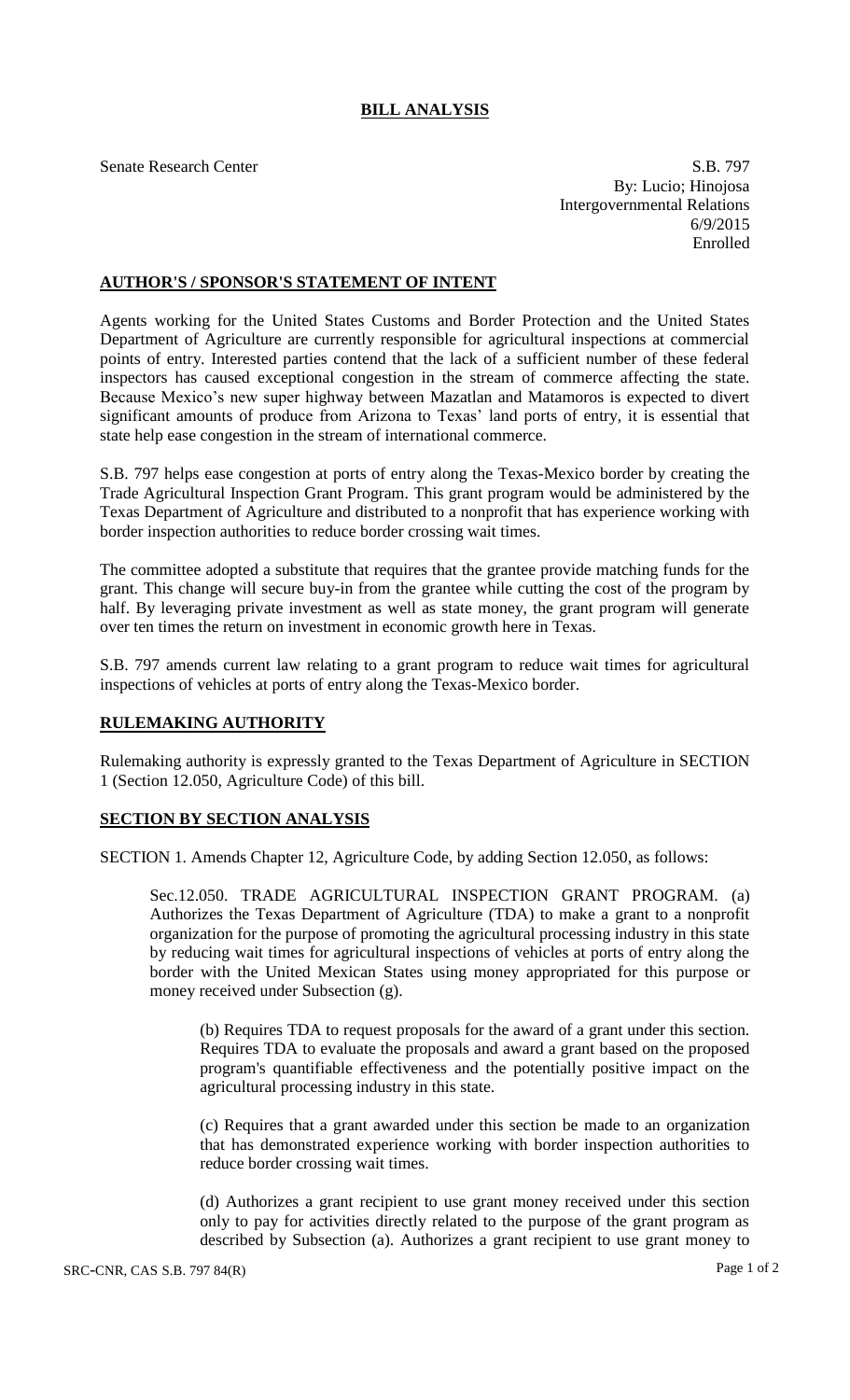# BILL ANALYSIS

Senate Research Center

S.B. 797
By: Lucio; Hinojosa
Intergovernmental Relations
6/9/2015
Enrolled

## AUTHOR'S / SPONSOR'S STATEMENT OF INTENT

Agents working for the United States Customs and Border Protection and the United States Department of Agriculture are currently responsible for agricultural inspections at commercial points of entry. Interested parties contend that the lack of a sufficient number of these federal inspectors has caused exceptional congestion in the stream of commerce affecting the state. Because Mexico's new super highway between Mazatlan and Matamoros is expected to divert significant amounts of produce from Arizona to Texas' land ports of entry, it is essential that state help ease congestion in the stream of international commerce.

S.B. 797 helps ease congestion at ports of entry along the Texas-Mexico border by creating the Trade Agricultural Inspection Grant Program. This grant program would be administered by the Texas Department of Agriculture and distributed to a nonprofit that has experience working with border inspection authorities to reduce border crossing wait times.

The committee adopted a substitute that requires that the grantee provide matching funds for the grant. This change will secure buy-in from the grantee while cutting the cost of the program by half. By leveraging private investment as well as state money, the grant program will generate over ten times the return on investment in economic growth here in Texas.

S.B. 797 amends current law relating to a grant program to reduce wait times for agricultural inspections of vehicles at ports of entry along the Texas-Mexico border.

## RULEMAKING AUTHORITY

Rulemaking authority is expressly granted to the Texas Department of Agriculture in SECTION 1 (Section 12.050, Agriculture Code) of this bill.

## SECTION BY SECTION ANALYSIS

SECTION 1. Amends Chapter 12, Agriculture Code, by adding Section 12.050, as follows:

Sec.12.050. TRADE AGRICULTURAL INSPECTION GRANT PROGRAM. (a) Authorizes the Texas Department of Agriculture (TDA) to make a grant to a nonprofit organization for the purpose of promoting the agricultural processing industry in this state by reducing wait times for agricultural inspections of vehicles at ports of entry along the border with the United Mexican States using money appropriated for this purpose or money received under Subsection (g).

(b) Requires TDA to request proposals for the award of a grant under this section. Requires TDA to evaluate the proposals and award a grant based on the proposed program's quantifiable effectiveness and the potentially positive impact on the agricultural processing industry in this state.

(c) Requires that a grant awarded under this section be made to an organization that has demonstrated experience working with border inspection authorities to reduce border crossing wait times.

(d) Authorizes a grant recipient to use grant money received under this section only to pay for activities directly related to the purpose of the grant program as described by Subsection (a). Authorizes a grant recipient to use grant money to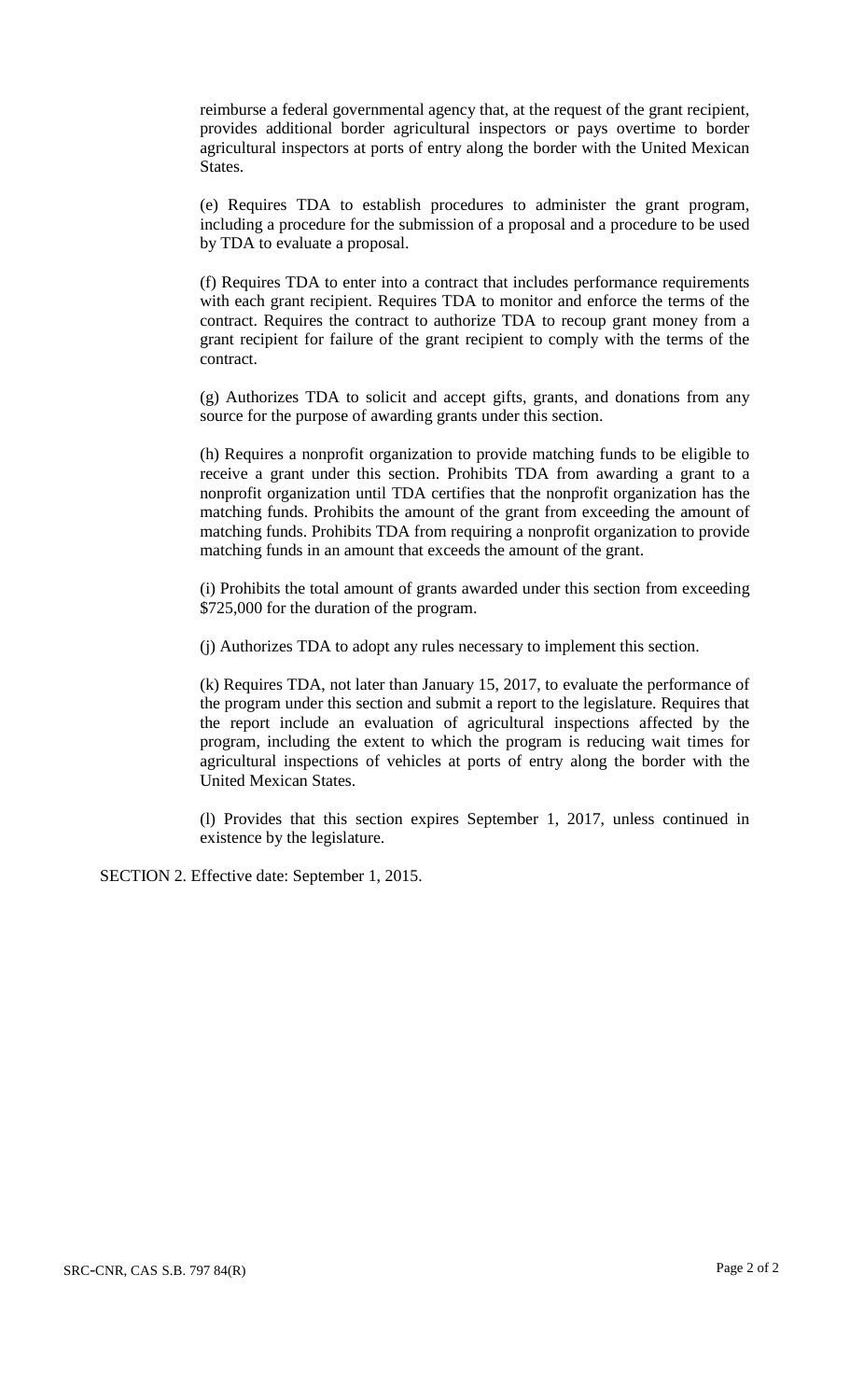reimburse a federal governmental agency that, at the request of the grant recipient, provides additional border agricultural inspectors or pays overtime to border agricultural inspectors at ports of entry along the border with the United Mexican States.

(e) Requires TDA to establish procedures to administer the grant program, including a procedure for the submission of a proposal and a procedure to be used by TDA to evaluate a proposal.

(f) Requires TDA to enter into a contract that includes performance requirements with each grant recipient. Requires TDA to monitor and enforce the terms of the contract. Requires the contract to authorize TDA to recoup grant money from a grant recipient for failure of the grant recipient to comply with the terms of the contract.

(g) Authorizes TDA to solicit and accept gifts, grants, and donations from any source for the purpose of awarding grants under this section.

(h) Requires a nonprofit organization to provide matching funds to be eligible to receive a grant under this section. Prohibits TDA from awarding a grant to a nonprofit organization until TDA certifies that the nonprofit organization has the matching funds. Prohibits the amount of the grant from exceeding the amount of matching funds. Prohibits TDA from requiring a nonprofit organization to provide matching funds in an amount that exceeds the amount of the grant.

(i) Prohibits the total amount of grants awarded under this section from exceeding $725,000 for the duration of the program.

(j) Authorizes TDA to adopt any rules necessary to implement this section.

(k) Requires TDA, not later than January 15, 2017, to evaluate the performance of the program under this section and submit a report to the legislature. Requires that the report include an evaluation of agricultural inspections affected by the program, including the extent to which the program is reducing wait times for agricultural inspections of vehicles at ports of entry along the border with the United Mexican States.

(l) Provides that this section expires September 1, 2017, unless continued in existence by the legislature.

SECTION 2. Effective date: September 1, 2015.